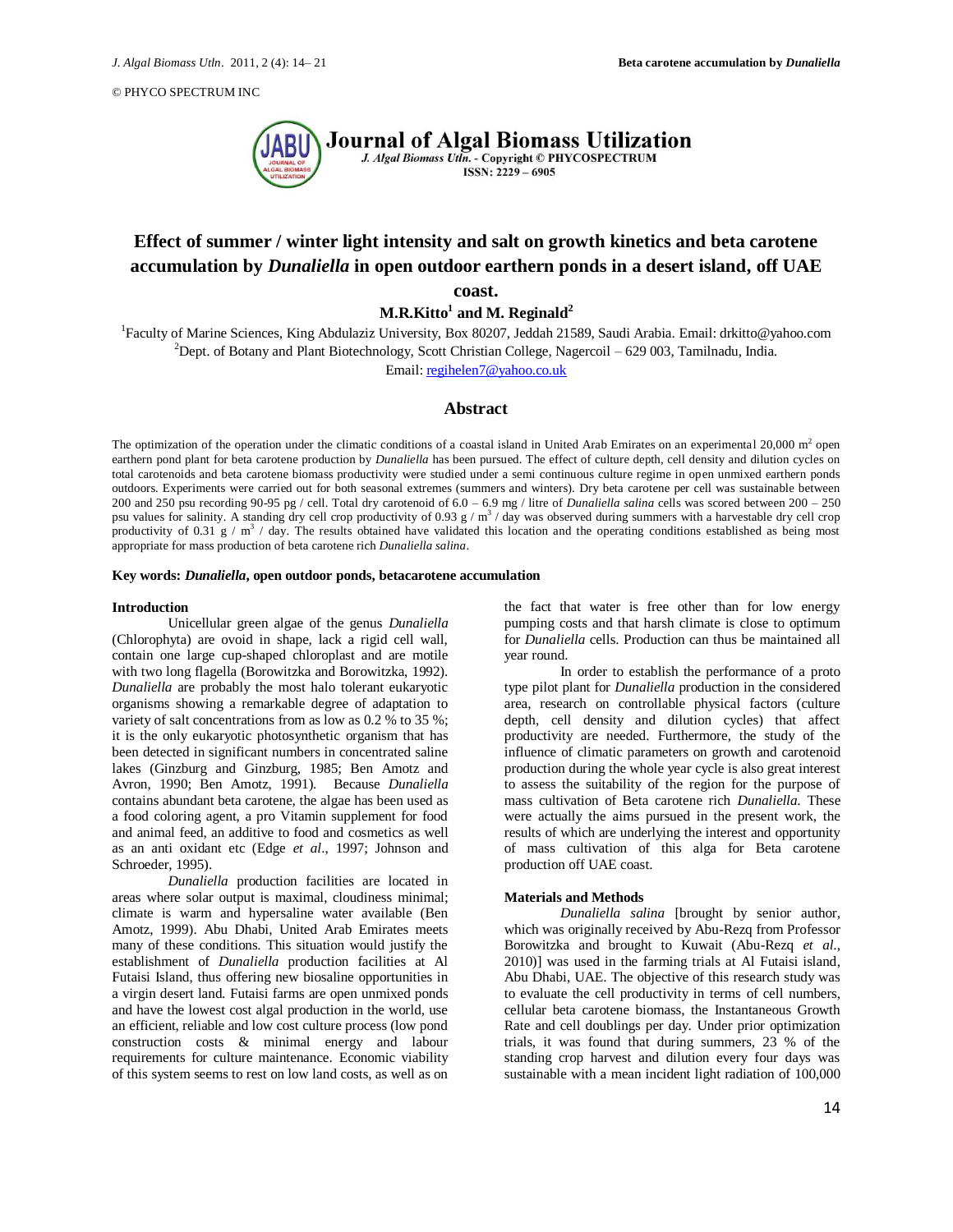© PHYCO SPECTRUM INC

# Journal of Algal Biomass Utilization

J. Algal Biomass Utln. - Copyright © PHYCOSPECTRUM
ISSN: 2229 – 6905

# Effect of summer / winter light intensity and salt on growth kinetics and beta carotene accumulation by *Dunaliella* in open outdoor earthern ponds in a desert island, off UAE coast.

**M.R.Kitto[1] and M. Reginald[2]**

[1]Faculty of Marine Sciences, King Abdulaziz University, Box 80207, Jeddah 21589, Saudi Arabia. Email: drkitto@yahoo.com

[2]Dept. of Botany and Plant Biotechnology, Scott Christian College, Nagercoil – 629 003, Tamilnadu, India.
Email: regihelen7@yahoo.co.uk

## Abstract

The optimization of the operation under the climatic conditions of a coastal island in United Arab Emirates on an experimental 20,000 $m^2$ open earthern pond plant for beta carotene production by *Dunaliella* has been pursued. The effect of culture depth, cell density and dilution cycles on total carotenoids and beta carotene biomass productivity were studied under a semi continuous culture regime in open unmixed earthern ponds outdoors. Experiments were carried out for both seasonal extremes (summers and winters). Dry beta carotene per cell was sustainable between 200 and 250 psu recording 90-95 pg / cell. Total dry carotenoid of 6.0 – 6.9 mg / litre of *Dunaliella salina* cells was scored between 200 – 250 psu values for salinity. A standing dry cell crop productivity of 0.93 g / $m^3$ / day was observed during summers with a harvestable dry cell crop productivity of 0.31 g / $m^3$ / day. The results obtained have validated this location and the operating conditions established as being most appropriate for mass production of beta carotene rich *Dunaliella salina*.

**Key words: *Dunaliella*, open outdoor ponds, betacarotene accumulation**

### Introduction

Unicellular green algae of the genus *Dunaliella* (Chlorophyta) are ovoid in shape, lack a rigid cell wall, contain one large cup-shaped chloroplast and are motile with two long flagella (Borowitzka and Borowitzka, 1992). *Dunaliella* are probably the most halo tolerant eukaryotic organisms showing a remarkable degree of adaptation to variety of salt concentrations from as low as 0.2 % to 35 %; it is the only eukaryotic photosynthetic organism that has been detected in significant numbers in concentrated saline lakes (Ginzburg and Ginzburg, 1985; Ben Amotz and Avron, 1990; Ben Amotz, 1991). Because *Dunaliella* contains abundant beta carotene, the algae has been used as a food coloring agent, a pro Vitamin supplement for food and animal feed, an additive to food and cosmetics as well as an anti oxidant etc (Edge *et al*., 1997; Johnson and Schroeder, 1995).

*Dunaliella* production facilities are located in areas where solar output is maximal, cloudiness minimal; climate is warm and hypersaline water available (Ben Amotz, 1999). Abu Dhabi, United Arab Emirates meets many of these conditions. This situation would justify the establishment of *Dunaliella* production facilities at Al Futaisi Island, thus offering new biosaline opportunities in a virgin desert land. Futaisi farms are open unmixed ponds and have the lowest cost algal production in the world, use an efficient, reliable and low cost culture process (low pond construction costs & minimal energy and labour requirements for culture maintenance. Economic viability of this system seems to rest on low land costs, as well as on the fact that water is free other than for low energy pumping costs and that harsh climate is close to optimum for *Dunaliella* cells. Production can thus be maintained all year round.

In order to establish the performance of a proto type pilot plant for *Dunaliella* production in the considered area, research on controllable physical factors (culture depth, cell density and dilution cycles) that affect productivity are needed. Furthermore, the study of the influence of climatic parameters on growth and carotenoid production during the whole year cycle is also great interest to assess the suitability of the region for the purpose of mass cultivation of Beta carotene rich *Dunaliella.* These were actually the aims pursued in the present work, the results of which are underlying the interest and opportunity of mass cultivation of this alga for Beta carotene production off UAE coast.

### Materials and Methods

*Dunaliella salina* [brought by senior author, which was originally received by Abu-Rezq from Professor Borowitzka and brought to Kuwait (Abu-Rezq *et al.*, 2010)] was used in the farming trials at Al Futaisi island, Abu Dhabi, UAE. The objective of this research study was to evaluate the cell productivity in terms of cell numbers, cellular beta carotene biomass, the Instantaneous Growth Rate and cell doublings per day. Under prior optimization trials, it was found that during summers, 23 % of the standing crop harvest and dilution every four days was sustainable with a mean incident light radiation of 100,000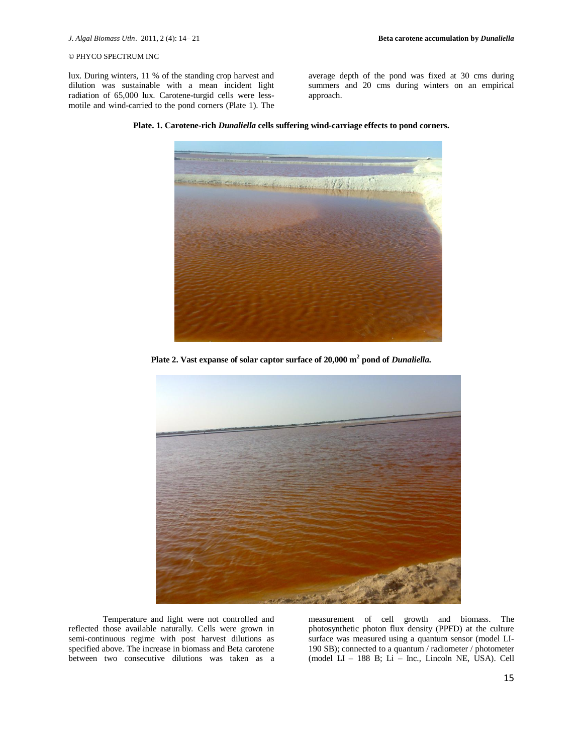lux. During winters, 11 % of the standing crop harvest and dilution was sustainable with a mean incident light radiation of 65,000 lux. Carotene-turgid cells were less-motile and wind-carried to the pond corners (Plate 1). The average depth of the pond was fixed at 30 cms during summers and 20 cms during winters on an empirical approach.

**Plate. 1. Carotene-rich *Dunaliella* cells suffering wind-carriage effects to pond corners.**

**Plate 2. Vast expanse of solar captor surface of 20,000 m$^2$ pond of *Dunaliella*.**

Temperature and light were not controlled and reflected those available naturally. Cells were grown in semi-continuous regime with post harvest dilutions as specified above. The increase in biomass and Beta carotene between two consecutive dilutions was taken as a measurement of cell growth and biomass. The photosynthetic photon flux density (PPFD) at the culture surface was measured using a quantum sensor (model LI-190 SB); connected to a quantum / radiometer / photometer (model LI – 188 B; Li – Inc., Lincoln NE, USA). Cell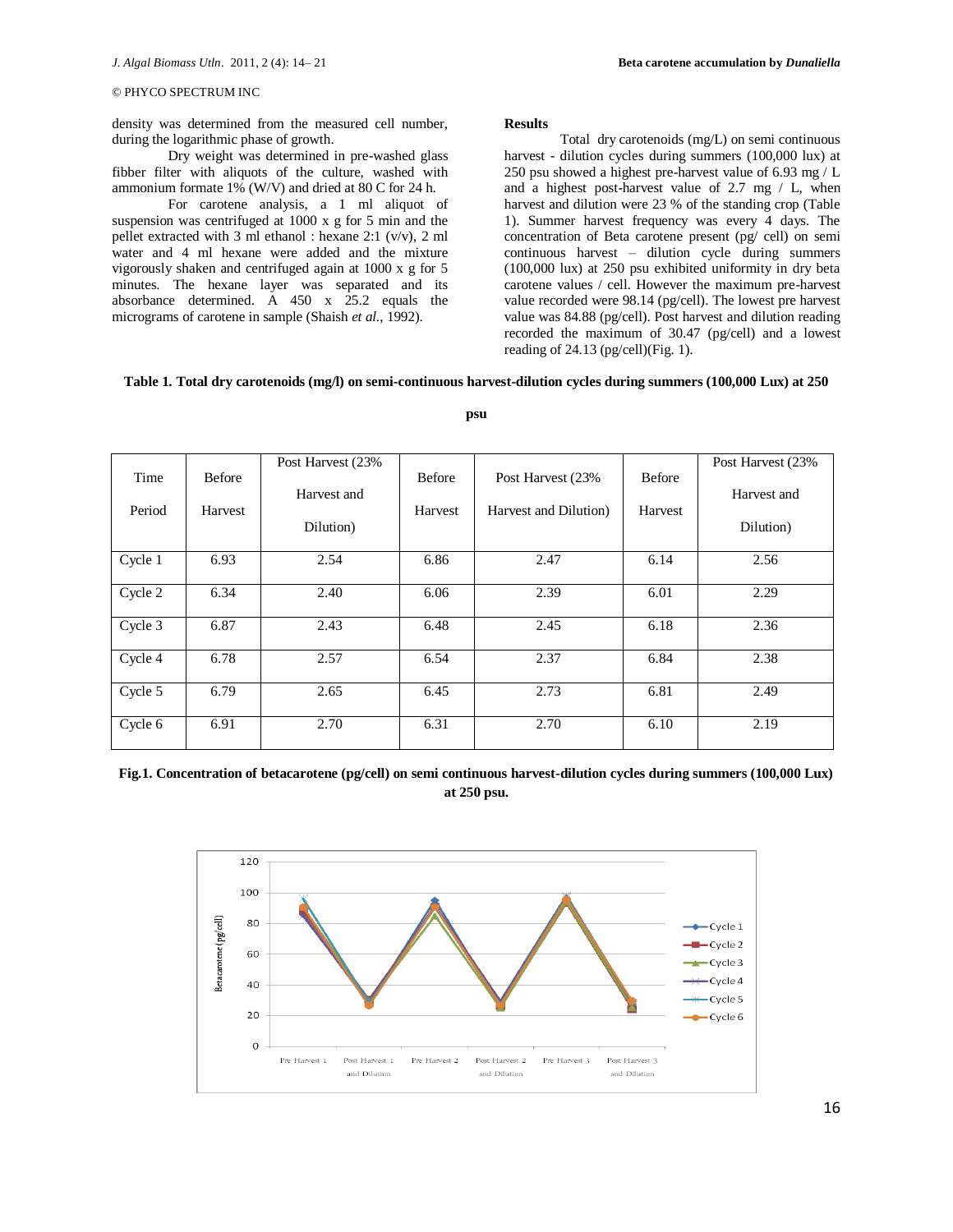density was determined from the measured cell number, during the logarithmic phase of growth.

Dry weight was determined in pre-washed glass fibber filter with aliquots of the culture, washed with ammonium formate 1% (W/V) and dried at 80 C for 24 h.

For carotene analysis, a 1 ml aliquot of suspension was centrifuged at 1000 x g for 5 min and the pellet extracted with 3 ml ethanol : hexane 2:1 (v/v), 2 ml water and 4 ml hexane were added and the mixture vigorously shaken and centrifuged again at 1000 x g for 5 minutes. The hexane layer was separated and its absorbance determined. A 450 x 25.2 equals the micrograms of carotene in sample (Shaish *et al*., 1992).

**Results**

Total dry carotenoids (mg/L) on semi continuous harvest - dilution cycles during summers (100,000 lux) at 250 psu showed a highest pre-harvest value of 6.93 mg / L and a highest post-harvest value of 2.7 mg / L, when harvest and dilution were 23 % of the standing crop (Table 1). Summer harvest frequency was every 4 days. The concentration of Beta carotene present (pg/ cell) on semi continuous harvest – dilution cycle during summers (100,000 lux) at 250 psu exhibited uniformity in dry beta carotene values / cell. However the maximum pre-harvest value recorded were 98.14 (pg/cell). The lowest pre harvest value was 84.88 (pg/cell). Post harvest and dilution reading recorded the maximum of 30.47 (pg/cell) and a lowest reading of 24.13 (pg/cell)(Fig. 1).

**Table 1. Total dry carotenoids (mg/l) on semi-continuous harvest-dilution cycles during summers (100,000 Lux) at 250 psu**

| Time Period | Before Harvest | Post Harvest (23% Harvest and Dilution) | Before Harvest | Post Harvest (23% Harvest and Dilution) | Before Harvest | Post Harvest (23% Harvest and Dilution) |
|---|---|---|---|---|---|---|
| Cycle 1 | 6.93 | 2.54 | 6.86 | 2.47 | 6.14 | 2.56 |
| Cycle 2 | 6.34 | 2.40 | 6.06 | 2.39 | 6.01 | 2.29 |
| Cycle 3 | 6.87 | 2.43 | 6.48 | 2.45 | 6.18 | 2.36 |
| Cycle 4 | 6.78 | 2.57 | 6.54 | 2.37 | 6.84 | 2.38 |
| Cycle 5 | 6.79 | 2.65 | 6.45 | 2.73 | 6.81 | 2.49 |
| Cycle 6 | 6.91 | 2.70 | 6.31 | 2.70 | 6.10 | 2.19 |

**Fig.1. Concentration of betacarotene (pg/cell) on semi continuous harvest-dilution cycles during summers (100,000 Lux) at 250 psu.**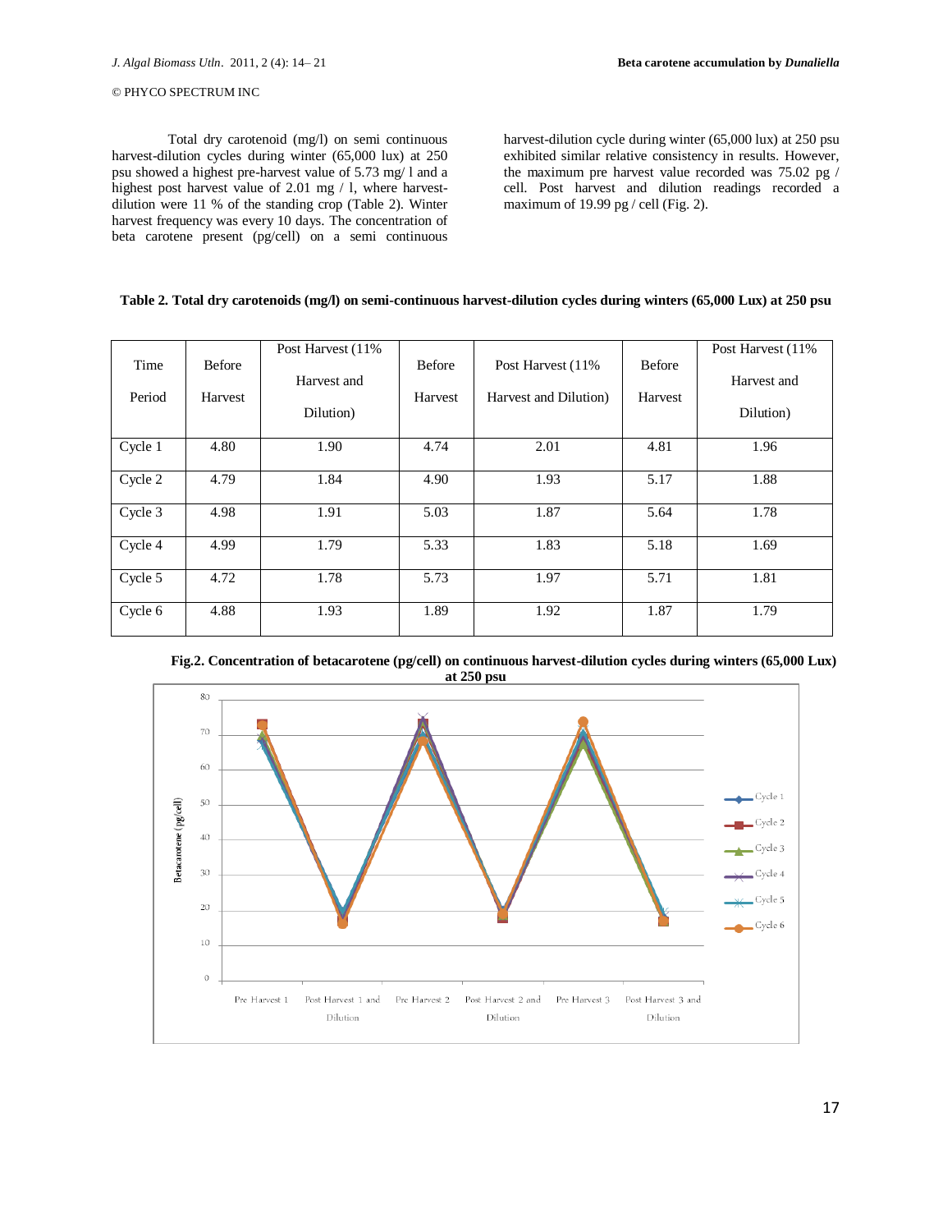Total dry carotenoid (mg/l) on semi continuous harvest-dilution cycles during winter (65,000 lux) at 250 psu showed a highest pre-harvest value of 5.73 mg/ l and a highest post harvest value of 2.01 mg / l, where harvest-dilution were 11 % of the standing crop (Table 2). Winter harvest frequency was every 10 days. The concentration of beta carotene present (pg/cell) on a semi continuous harvest-dilution cycle during winter (65,000 lux) at 250 psu exhibited similar relative consistency in results. However, the maximum pre harvest value recorded was 75.02 pg / cell. Post harvest and dilution readings recorded a maximum of 19.99 pg / cell (Fig. 2).

**Table 2. Total dry carotenoids (mg/l) on semi-continuous harvest-dilution cycles during winters (65,000 Lux) at 250 psu**

| Time Period | Before Harvest | Post Harvest (11% Harvest and Dilution) | Before Harvest | Post Harvest (11% Harvest and Dilution) | Before Harvest | Post Harvest (11% Harvest and Dilution) |
|---|---|---|---|---|---|---|
| Cycle 1 | 4.80 | 1.90 | 4.74 | 2.01 | 4.81 | 1.96 |
| Cycle 2 | 4.79 | 1.84 | 4.90 | 1.93 | 5.17 | 1.88 |
| Cycle 3 | 4.98 | 1.91 | 5.03 | 1.87 | 5.64 | 1.78 |
| Cycle 4 | 4.99 | 1.79 | 5.33 | 1.83 | 5.18 | 1.69 |
| Cycle 5 | 4.72 | 1.78 | 5.73 | 1.97 | 5.71 | 1.81 |
| Cycle 6 | 4.88 | 1.93 | 1.89 | 1.92 | 1.87 | 1.79 |

**Fig.2. Concentration of betacarotene (pg/cell) on continuous harvest-dilution cycles during winters (65,000 Lux) at 250 psu**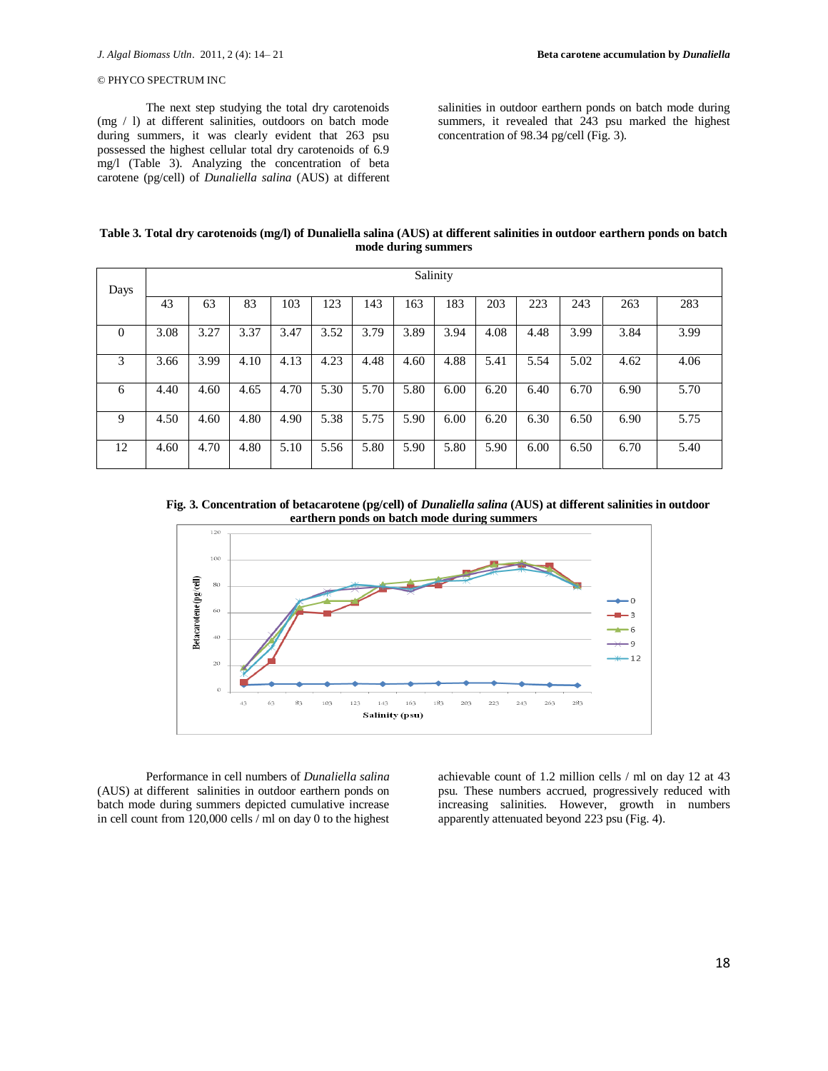The next step studying the total dry carotenoids (mg / l) at different salinities, outdoors on batch mode during summers, it was clearly evident that 263 psu possessed the highest cellular total dry carotenoids of 6.9 mg/l (Table 3). Analyzing the concentration of beta carotene (pg/cell) of *Dunaliella salina* (AUS) at different salinities in outdoor earthern ponds on batch mode during summers, it revealed that 243 psu marked the highest concentration of 98.34 pg/cell (Fig. 3).

**Table 3. Total dry carotenoids (mg/l) of Dunaliella salina (AUS) at different salinities in outdoor earthern ponds on batch mode during summers**

| Days | Salinity | | | | | | | | | | | | |
|---|---|---|---|---|---|---|---|---|---|---|---|---|---|
| | 43 | 63 | 83 | 103 | 123 | 143 | 163 | 183 | 203 | 223 | 243 | 263 | 283 |
| 0 | 3.08 | 3.27 | 3.37 | 3.47 | 3.52 | 3.79 | 3.89 | 3.94 | 4.08 | 4.48 | 3.99 | 3.84 | 3.99 |
| 3 | 3.66 | 3.99 | 4.10 | 4.13 | 4.23 | 4.48 | 4.60 | 4.88 | 5.41 | 5.54 | 5.02 | 4.62 | 4.06 |
| 6 | 4.40 | 4.60 | 4.65 | 4.70 | 5.30 | 5.70 | 5.80 | 6.00 | 6.20 | 6.40 | 6.70 | 6.90 | 5.70 |
| 9 | 4.50 | 4.60 | 4.80 | 4.90 | 5.38 | 5.75 | 5.90 | 6.00 | 6.20 | 6.30 | 6.50 | 6.90 | 5.75 |
| 12 | 4.60 | 4.70 | 4.80 | 5.10 | 5.56 | 5.80 | 5.90 | 5.80 | 5.90 | 6.00 | 6.50 | 6.70 | 5.40 |

**Fig. 3. Concentration of betacarotene (pg/cell) of *Dunaliella salina* (AUS) at different salinities in outdoor earthern ponds on batch mode during summers**

Performance in cell numbers of *Dunaliella salina* (AUS) at different salinities in outdoor earthern ponds on batch mode during summers depicted cumulative increase in cell count from 120,000 cells / ml on day 0 to the highest achievable count of 1.2 million cells / ml on day 12 at 43 psu. These numbers accrued, progressively reduced with increasing salinities. However, growth in numbers apparently attenuated beyond 223 psu (Fig. 4).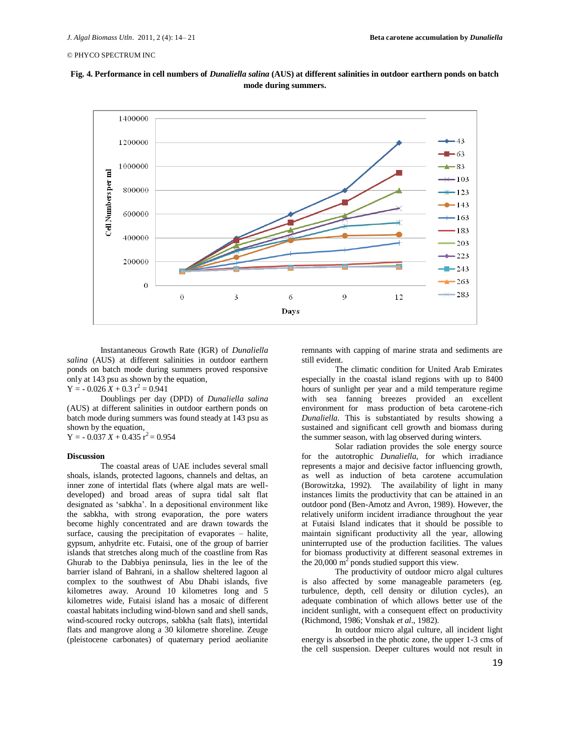**Fig. 4. Performance in cell numbers of *Dunaliella salina* (AUS) at different salinities in outdoor earthern ponds on batch mode during summers.**

Instantaneous Growth Rate (IGR) of *Dunaliella salina* (AUS) at different salinities in outdoor earthern ponds on batch mode during summers proved responsive only at 143 psu as shown by the equation,

$Y = -0.026\,X + 0.3$ $r^2 = 0.941$

Doublings per day (DPD) of *Dunaliella salina* (AUS) at different salinities in outdoor earthern ponds on batch mode during summers was found steady at 143 psu as shown by the equation,

$Y = -0.037\,X + 0.435$ $r^2 = 0.954$

## Discussion

The coastal areas of UAE includes several small shoals, islands, protected lagoons, channels and deltas, an inner zone of intertidal flats (where algal mats are well-developed) and broad areas of supra tidal salt flat designated as 'sabkha'. In a depositional environment like the sabkha, with strong evaporation, the pore waters become highly concentrated and are drawn towards the surface, causing the precipitation of evaporates – halite, gypsum, anhydrite etc. Futaisi, one of the group of barrier islands that stretches along much of the coastline from Ras Ghurab to the Dabbiya peninsula, lies in the lee of the barrier island of Bahrani, in a shallow sheltered lagoon al complex to the southwest of Abu Dhabi islands, five kilometres away. Around 10 kilometres long and 5 kilometres wide, Futaisi island has a mosaic of different coastal habitats including wind-blown sand and shell sands, wind-scoured rocky outcrops, sabkha (salt flats), intertidal flats and mangrove along a 30 kilometre shoreline. Zeuge (pleistocene carbonates) of quaternary period aeolianite remnants with capping of marine strata and sediments are still evident.

The climatic condition for United Arab Emirates especially in the coastal island regions with up to 8400 hours of sunlight per year and a mild temperature regime with sea fanning breezes provided an excellent environment for mass production of beta carotene-rich *Dunaliella*. This is substantiated by results showing a sustained and significant cell growth and biomass during the summer season, with lag observed during winters.

Solar radiation provides the sole energy source for the autotrophic *Dunaliella*, for which irradiance represents a major and decisive factor influencing growth, as well as induction of beta carotene accumulation (Borowitzka, 1992). The availability of light in many instances limits the productivity that can be attained in an outdoor pond (Ben-Amotz and Avron, 1989). However, the relatively uniform incident irradiance throughout the year at Futaisi Island indicates that it should be possible to maintain significant productivity all the year, allowing uninterrupted use of the production facilities. The values for biomass productivity at different seasonal extremes in the 20,000 $m^2$ ponds studied support this view.

The productivity of outdoor micro algal cultures is also affected by some manageable parameters (eg. turbulence, depth, cell density or dilution cycles), an adequate combination of which allows better use of the incident sunlight, with a consequent effect on productivity (Richmond, 1986; Vonshak *et al*., 1982).

In outdoor micro algal culture, all incident light energy is absorbed in the photic zone, the upper 1-3 cms of the cell suspension. Deeper cultures would not result in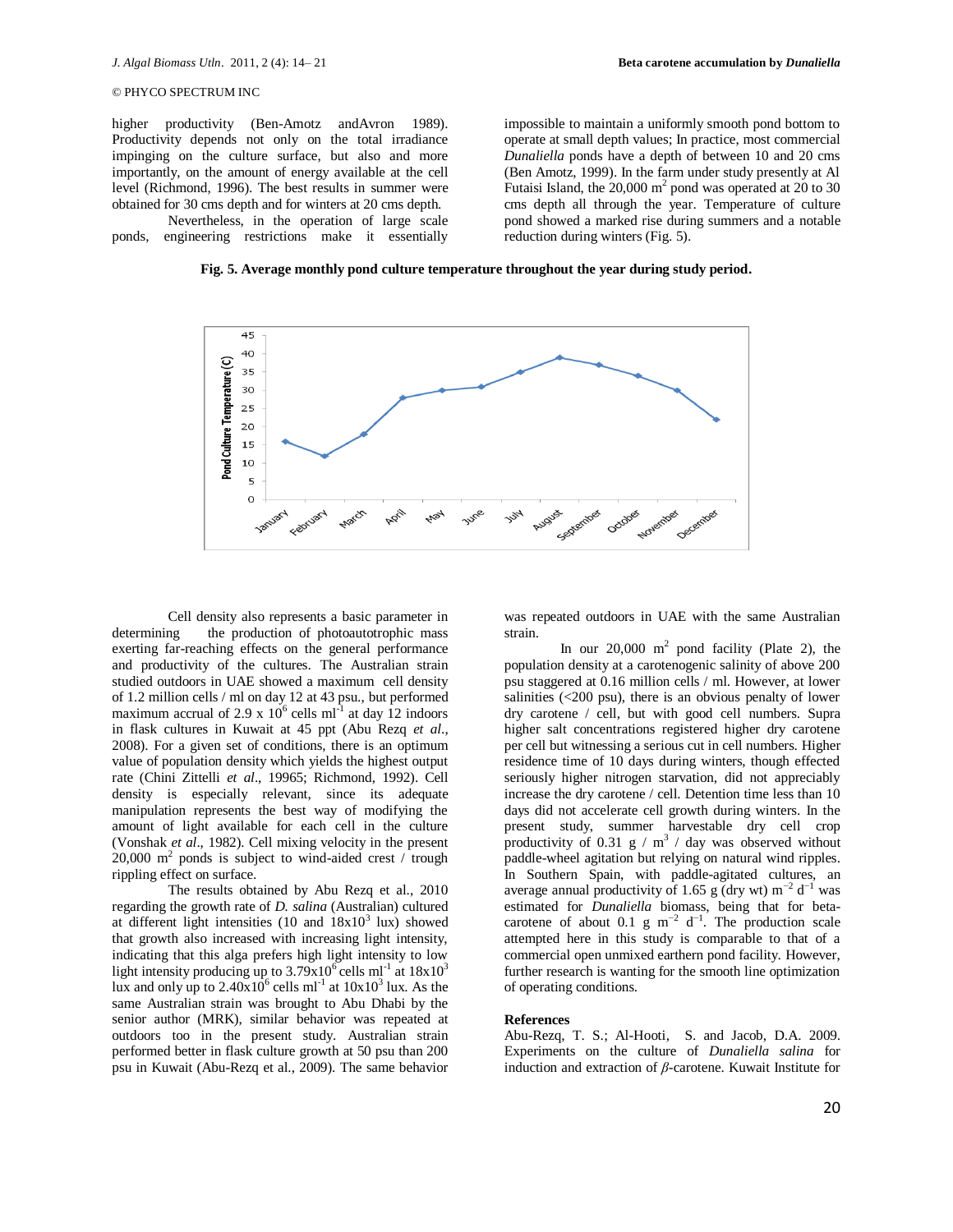higher productivity (Ben-Amotz andAvron 1989). Productivity depends not only on the total irradiance impinging on the culture surface, but also and more importantly, on the amount of energy available at the cell level (Richmond, 1996). The best results in summer were obtained for 30 cms depth and for winters at 20 cms depth.

Nevertheless, in the operation of large scale ponds, engineering restrictions make it essentially impossible to maintain a uniformly smooth pond bottom to operate at small depth values; In practice, most commercial *Dunaliella* ponds have a depth of between 10 and 20 cms (Ben Amotz, 1999). In the farm under study presently at Al Futaisi Island, the 20,000 $m^2$ pond was operated at 20 to 30 cms depth all through the year. Temperature of culture pond showed a marked rise during summers and a notable reduction during winters (Fig. 5).

**Fig. 5. Average monthly pond culture temperature throughout the year during study period.**

Cell density also represents a basic parameter in determining the production of photoautotrophic mass exerting far-reaching effects on the general performance and productivity of the cultures. The Australian strain studied outdoors in UAE showed a maximum cell density of 1.2 million cells / ml on day 12 at 43 psu., but performed maximum accrual of $2.9 \times 10^6$ cells $ml^{-1}$ at day 12 indoors in flask cultures in Kuwait at 45 ppt (Abu Rezq *et al*., 2008). For a given set of conditions, there is an optimum value of population density which yields the highest output rate (Chini Zittelli *et al*., 19965; Richmond, 1992). Cell density is especially relevant, since its adequate manipulation represents the best way of modifying the amount of light available for each cell in the culture (Vonshak *et al*., 1982). Cell mixing velocity in the present 20,000 $m^2$ ponds is subject to wind-aided crest / trough rippling effect on surface.

The results obtained by Abu Rezq et al., 2010 regarding the growth rate of *D. salina* (Australian) cultured at different light intensities (10 and $18 \times 10^3$ lux) showed that growth also increased with increasing light intensity, indicating that this alga prefers high light intensity to low light intensity producing up to $3.79 \times 10^6$ cells $ml^{-1}$ at $18 \times 10^3$ lux and only up to $2.40 \times 10^6$ cells $ml^{-1}$ at $10 \times 10^3$ lux. As the same Australian strain was brought to Abu Dhabi by the senior author (MRK), similar behavior was repeated at outdoors too in the present study. Australian strain performed better in flask culture growth at 50 psu than 200 psu in Kuwait (Abu-Rezq et al., 2009). The same behavior was repeated outdoors in UAE with the same Australian strain.

In our 20,000 $m^2$ pond facility (Plate 2), the population density at a carotenogenic salinity of above 200 psu staggered at 0.16 million cells / ml. However, at lower salinities (<200 psu), there is an obvious penalty of lower dry carotene / cell, but with good cell numbers. Supra higher salt concentrations registered higher dry carotene per cell but witnessing a serious cut in cell numbers. Higher residence time of 10 days during winters, though effected seriously higher nitrogen starvation, did not appreciably increase the dry carotene / cell. Detention time less than 10 days did not accelerate cell growth during winters. In the present study, summer harvestable dry cell crop productivity of 0.31 g / $m^3$ / day was observed without paddle-wheel agitation but relying on natural wind ripples. In Southern Spain, with paddle-agitated cultures, an average annual productivity of 1.65 g (dry wt) $m^{-2}$ $d^{-1}$ was estimated for *Dunaliella* biomass, being that for beta-carotene of about 0.1 g $m^{-2}$ $d^{-1}$. The production scale attempted here in this study is comparable to that of a commercial open unmixed earthern pond facility. However, further research is wanting for the smooth line optimization of operating conditions.

## References

Abu-Rezq, T. S.; Al-Hooti, S. and Jacob, D.A. 2009. Experiments on the culture of *Dunaliella salina* for induction and extraction of $\beta$-carotene. Kuwait Institute for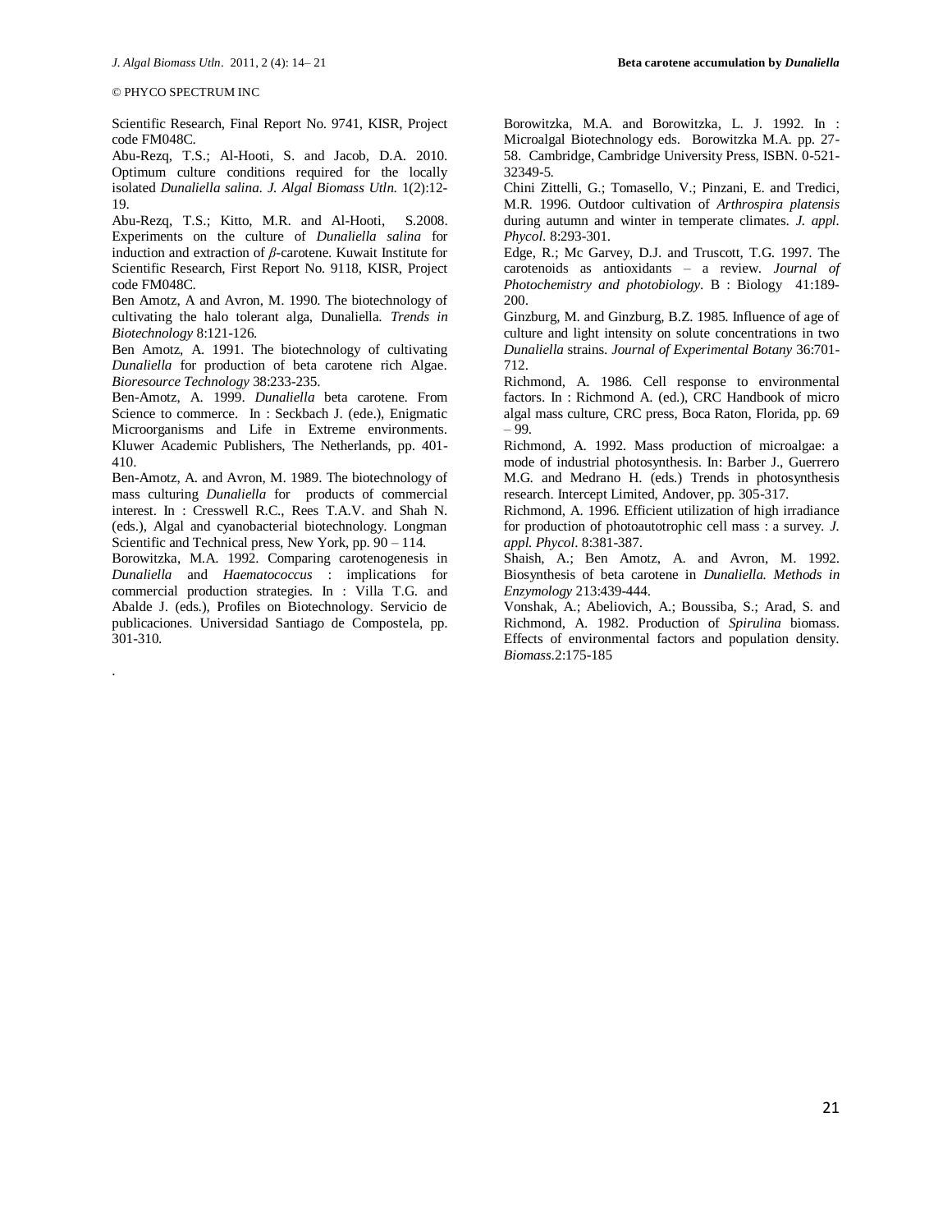Scientific Research, Final Report No. 9741, KISR, Project code FM048C.

Abu-Rezq, T.S.; Al-Hooti, S. and Jacob, D.A. 2010. Optimum culture conditions required for the locally isolated *Dunaliella salina*. *J. Algal Biomass Utln.* 1(2):12-19.

Abu-Rezq, T.S.; Kitto, M.R. and Al-Hooti, S.2008. Experiments on the culture of *Dunaliella salina* for induction and extraction of *β*-carotene. Kuwait Institute for Scientific Research, First Report No. 9118, KISR, Project code FM048C.

Ben Amotz, A and Avron, M. 1990. The biotechnology of cultivating the halo tolerant alga, Dunaliella. *Trends in Biotechnology* 8:121-126.

Ben Amotz, A. 1991. The biotechnology of cultivating *Dunaliella* for production of beta carotene rich Algae. *Bioresource Technology* 38:233-235.

Ben-Amotz, A. 1999. *Dunaliella* beta carotene. From Science to commerce. In : Seckbach J. (ede.), Enigmatic Microorganisms and Life in Extreme environments. Kluwer Academic Publishers, The Netherlands, pp. 401-410.

Ben-Amotz, A. and Avron, M. 1989. The biotechnology of mass culturing *Dunaliella* for products of commercial interest. In : Cresswell R.C., Rees T.A.V. and Shah N. (eds.), Algal and cyanobacterial biotechnology. Longman Scientific and Technical press, New York, pp. 90 – 114.

Borowitzka, M.A. 1992. Comparing carotenogenesis in *Dunaliella* and *Haematococcus* : implications for commercial production strategies. In : Villa T.G. and Abalde J. (eds.), Profiles on Biotechnology. Servicio de publicaciones. Universidad Santiago de Compostela, pp. 301-310.

Borowitzka, M.A. and Borowitzka, L. J. 1992. In : Microalgal Biotechnology eds. Borowitzka M.A. pp. 27-58. Cambridge, Cambridge University Press, ISBN. 0-521-32349-5.

Chini Zittelli, G.; Tomasello, V.; Pinzani, E. and Tredici, M.R. 1996. Outdoor cultivation of *Arthrospira platensis* during autumn and winter in temperate climates. *J. appl. Phycol.* 8:293-301.

Edge, R.; Mc Garvey, D.J. and Truscott, T.G. 1997. The carotenoids as antioxidants – a review. *Journal of Photochemistry and photobiology*. B : Biology 41:189-200.

Ginzburg, M. and Ginzburg, B.Z. 1985. Influence of age of culture and light intensity on solute concentrations in two *Dunaliella* strains. *Journal of Experimental Botany* 36:701-712.

Richmond, A. 1986. Cell response to environmental factors. In : Richmond A. (ed.), CRC Handbook of micro algal mass culture, CRC press, Boca Raton, Florida, pp. 69 – 99.

Richmond, A. 1992. Mass production of microalgae: a mode of industrial photosynthesis. In: Barber J., Guerrero M.G. and Medrano H. (eds.) Trends in photosynthesis research. Intercept Limited, Andover, pp. 305-317.

Richmond, A. 1996. Efficient utilization of high irradiance for production of photoautotrophic cell mass : a survey. *J. appl. Phycol*. 8:381-387.

Shaish, A.; Ben Amotz, A. and Avron, M. 1992. Biosynthesis of beta carotene in *Dunaliella. Methods in Enzymology* 213:439-444.

Vonshak, A.; Abeliovich, A.; Boussiba, S.; Arad, S. and Richmond, A. 1982. Production of *Spirulina* biomass. Effects of environmental factors and population density. *Biomass*.2:175-185